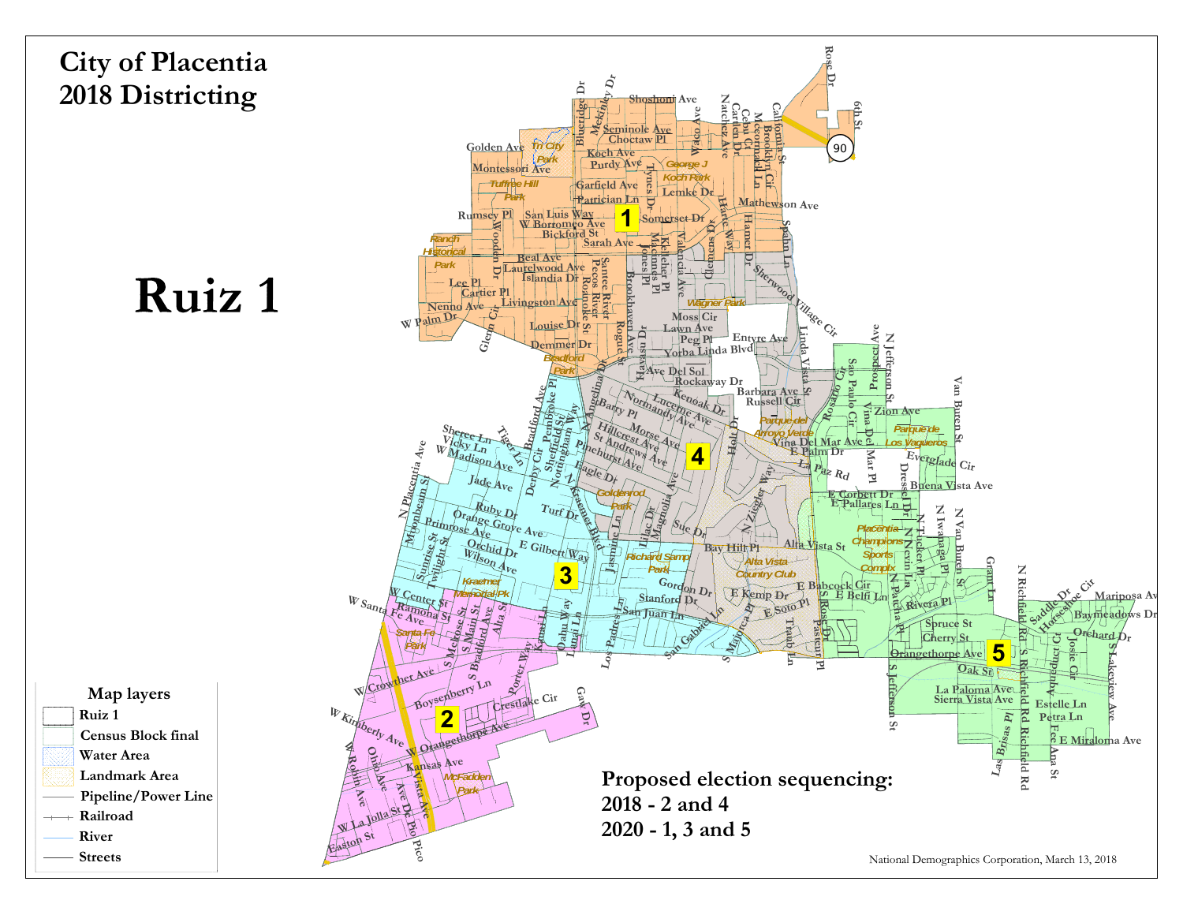# City of Placentia
# 2018 Districting

# Ruiz 1

**Map layers**

- Ruiz 1
- Census Block final
- Water Area
- Landmark Area
- Pipeline/Power Line
- Railroad
- River
- Streets

**Proposed election sequencing:**
**2018 - 2 and 4**
**2020 - 1, 3 and 5**

National Demographics Corporation, March 13, 2018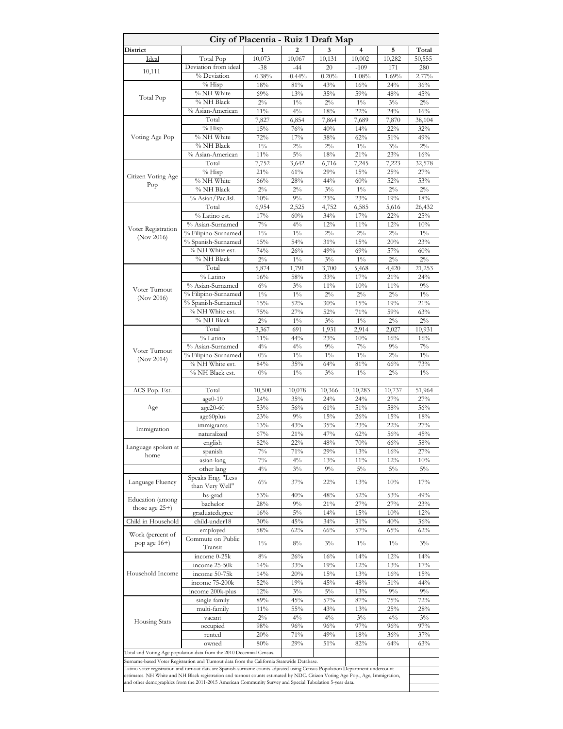# City of Placentia - Ruiz 1 Draft Map

| District | | 1 | 2 | 3 | 4 | 5 | Total |
|---|---|---|---|---|---|---|---|
| Ideal | Total Pop | 10,073 | 10,067 | 10,131 | 10,002 | 10,282 | 50,555 |
| 10,111 | Deviation from ideal | -38 | -44 | 20 | -109 | 171 | 280 |
| | % Deviation | -0.38% | -0.44% | 0.20% | -1.08% | 1.69% | 2.77% |
| Total Pop | % Hisp | 18% | 81% | 43% | 16% | 24% | 36% |
| | % NH White | 69% | 13% | 35% | 59% | 48% | 45% |
| | % NH Black | 2% | 1% | 2% | 1% | 3% | 2% |
| | % Asian-American | 11% | 4% | 18% | 22% | 24% | 16% |
| Voting Age Pop | Total | 7,827 | 6,854 | 7,864 | 7,689 | 7,870 | 38,104 |
| | % Hisp | 15% | 76% | 40% | 14% | 22% | 32% |
| | % NH White | 72% | 17% | 38% | 62% | 51% | 49% |
| | % NH Black | 1% | 2% | 2% | 1% | 3% | 2% |
| | % Asian-American | 11% | 5% | 18% | 21% | 23% | 16% |
| Citizen Voting Age Pop | Total | 7,752 | 3,642 | 6,716 | 7,245 | 7,223 | 32,578 |
| | % Hisp | 21% | 61% | 29% | 15% | 25% | 27% |
| | % NH White | 66% | 28% | 44% | 60% | 52% | 53% |
| | % NH Black | 2% | 2% | 3% | 1% | 2% | 2% |
| | % Asian/Pac.Isl. | 10% | 9% | 23% | 23% | 19% | 18% |
| Voter Registration (Nov 2016) | Total | 6,954 | 2,525 | 4,752 | 6,585 | 5,616 | 26,432 |
| | % Latino est. | 17% | 60% | 34% | 17% | 22% | 25% |
| | % Asian-Surnamed | 7% | 4% | 12% | 11% | 12% | 10% |
| | % Filipino-Surnamed | 1% | 1% | 2% | 2% | 2% | 1% |
| | % Spanish-Surnamed | 15% | 54% | 31% | 15% | 20% | 23% |
| | % NH White est. | 74% | 26% | 49% | 69% | 57% | 60% |
| | % NH Black | 2% | 1% | 3% | 1% | 2% | 2% |
| Voter Turnout (Nov 2016) | Total | 5,874 | 1,791 | 3,700 | 5,468 | 4,420 | 21,253 |
| | % Latino | 16% | 58% | 33% | 17% | 21% | 24% |
| | % Asian-Surnamed | 6% | 3% | 11% | 10% | 11% | 9% |
| | % Filipino-Surnamed | 1% | 1% | 2% | 2% | 2% | 1% |
| | % Spanish-Surnamed | 15% | 52% | 30% | 15% | 19% | 21% |
| | % NH White est. | 75% | 27% | 52% | 71% | 59% | 63% |
| | % NH Black | 2% | 1% | 3% | 1% | 2% | 2% |
| Voter Turnout (Nov 2014) | Total | 3,367 | 691 | 1,931 | 2,914 | 2,027 | 10,931 |
| | % Latino | 11% | 44% | 23% | 10% | 16% | 16% |
| | % Asian-Surnamed | 4% | 4% | 9% | 7% | 9% | 7% |
| | % Filipino-Surnamed | 0% | 1% | 1% | 1% | 2% | 1% |
| | % NH White est. | 84% | 35% | 64% | 81% | 66% | 73% |
| | % NH Black est. | 0% | 1% | 3% | 1% | 2% | 1% |
| ACS Pop. Est. | Total | 10,500 | 10,078 | 10,366 | 10,283 | 10,737 | 51,964 |
| Age | age0-19 | 24% | 35% | 24% | 24% | 27% | 27% |
| | age20-60 | 53% | 56% | 61% | 51% | 58% | 56% |
| | age60plus | 23% | 9% | 15% | 26% | 15% | 18% |
| Immigration | immigrants | 13% | 43% | 35% | 23% | 22% | 27% |
| | naturalized | 67% | 21% | 47% | 62% | 56% | 45% |
| Language spoken at home | english | 82% | 22% | 48% | 70% | 66% | 58% |
| | spanish | 7% | 71% | 29% | 13% | 16% | 27% |
| | asian-lang | 7% | 4% | 13% | 11% | 12% | 10% |
| | other lang | 4% | 3% | 9% | 5% | 5% | 5% |
| Language Fluency | Speaks Eng. "Less than Very Well" | 6% | 37% | 22% | 13% | 10% | 17% |
| Education (among those age 25+) | hs-grad | 53% | 40% | 48% | 52% | 53% | 49% |
| | bachelor | 28% | 9% | 21% | 27% | 27% | 23% |
| | graduatedegree | 16% | 5% | 14% | 15% | 10% | 12% |
| Child in Household | child-under18 | 30% | 45% | 34% | 31% | 40% | 36% |
| Work (percent of pop age 16+) | employed | 58% | 62% | 66% | 57% | 65% | 62% |
| | Commute on Public Transit | 1% | 8% | 3% | 1% | 1% | 3% |
| Household Income | income 0-25k | 8% | 26% | 16% | 14% | 12% | 14% |
| | income 25-50k | 14% | 33% | 19% | 12% | 13% | 17% |
| | income 50-75k | 14% | 20% | 15% | 13% | 16% | 15% |
| | income 75-200k | 52% | 19% | 45% | 48% | 51% | 44% |
| | income 200k-plus | 12% | 3% | 5% | 13% | 9% | 9% |
| Housing Stats | single family | 89% | 45% | 57% | 87% | 75% | 72% |
| | multi-family | 11% | 55% | 43% | 13% | 25% | 28% |
| | vacant | 2% | 4% | 4% | 3% | 4% | 3% |
| | occupied | 98% | 96% | 96% | 97% | 96% | 97% |
| | rented | 20% | 71% | 49% | 18% | 36% | 37% |
| | owned | 80% | 29% | 51% | 82% | 64% | 63% |

Total and Voting Age population data from the 2010 Decennial Census.

Surname-based Voter Registration and Turnout data from the California Statewide Database.

Latino voter registration and turnout data are Spanish-surname counts adjusted using Census Population Department undercount estimates. NH White and NH Black registration and turnout counts estimated by NDC. Citizen Voting Age Pop., Age, Immigration, and other demographics from the 2011-2015 American Community Survey and Special Tabulation 5-year data.